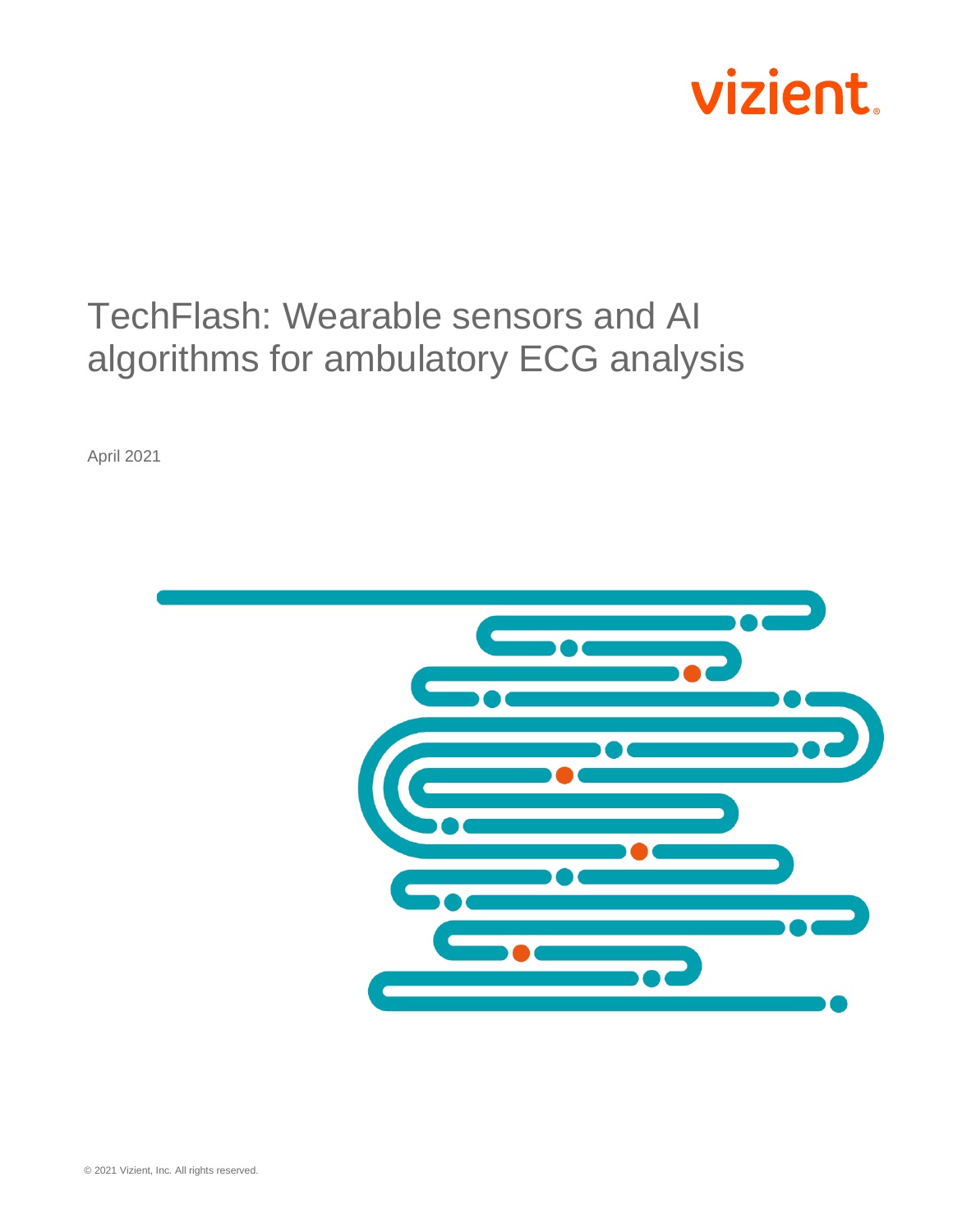vizient

# TechFlash: Wearable sensors and AI algorithms for ambulatory ECG analysis

April 2021

© 2021 Vizient, Inc. All rights reserved.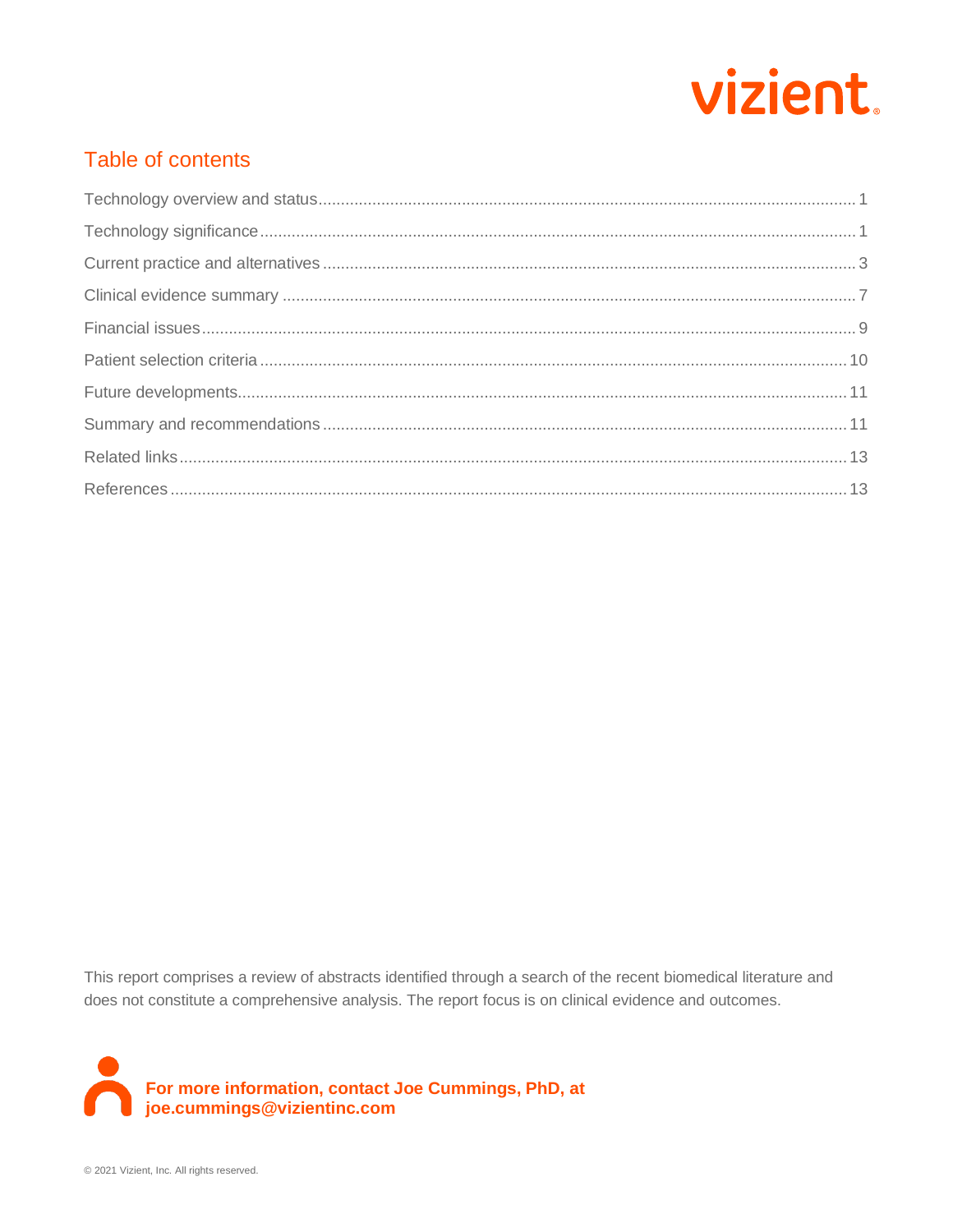## Table of contents

Technology overview and status ........ 1

Technology significance ........ 1

Current practice and alternatives ........ 3

Clinical evidence summary ........ 7

Financial issues ........ 9

Patient selection criteria ........ 10

Future developments ........ 11

Summary and recommendations ........ 11

Related links ........ 13

References ........ 13

This report comprises a review of abstracts identified through a search of the recent biomedical literature and does not constitute a comprehensive analysis. The report focus is on clinical evidence and outcomes.

**For more information, contact Joe Cummings, PhD, at joe.cummings@vizientinc.com**

© 2021 Vizient, Inc. All rights reserved.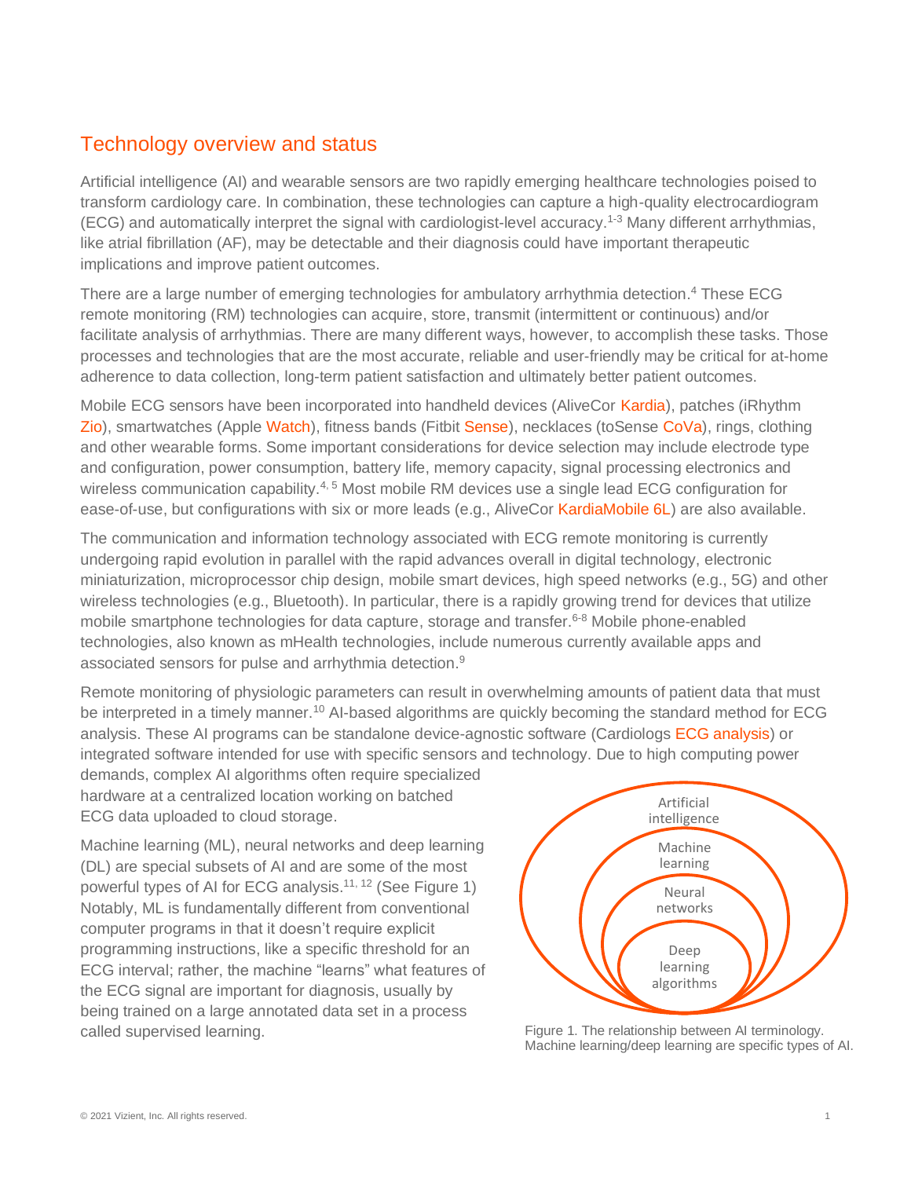## Technology overview and status

Artificial intelligence (AI) and wearable sensors are two rapidly emerging healthcare technologies poised to transform cardiology care. In combination, these technologies can capture a high-quality electrocardiogram (ECG) and automatically interpret the signal with cardiologist-level accuracy.[1-3] Many different arrhythmias, like atrial fibrillation (AF), may be detectable and their diagnosis could have important therapeutic implications and improve patient outcomes.

There are a large number of emerging technologies for ambulatory arrhythmia detection.[4] These ECG remote monitoring (RM) technologies can acquire, store, transmit (intermittent or continuous) and/or facilitate analysis of arrhythmias. There are many different ways, however, to accomplish these tasks. Those processes and technologies that are the most accurate, reliable and user-friendly may be critical for at-home adherence to data collection, long-term patient satisfaction and ultimately better patient outcomes.

Mobile ECG sensors have been incorporated into handheld devices (AliveCor Kardia), patches (iRhythm Zio), smartwatches (Apple Watch), fitness bands (Fitbit Sense), necklaces (toSense CoVa), rings, clothing and other wearable forms. Some important considerations for device selection may include electrode type and configuration, power consumption, battery life, memory capacity, signal processing electronics and wireless communication capability.[4, 5] Most mobile RM devices use a single lead ECG configuration for ease-of-use, but configurations with six or more leads (e.g., AliveCor KardiaMobile 6L) are also available.

The communication and information technology associated with ECG remote monitoring is currently undergoing rapid evolution in parallel with the rapid advances overall in digital technology, electronic miniaturization, microprocessor chip design, mobile smart devices, high speed networks (e.g., 5G) and other wireless technologies (e.g., Bluetooth). In particular, there is a rapidly growing trend for devices that utilize mobile smartphone technologies for data capture, storage and transfer.[6-8] Mobile phone-enabled technologies, also known as mHealth technologies, include numerous currently available apps and associated sensors for pulse and arrhythmia detection.[9]

Remote monitoring of physiologic parameters can result in overwhelming amounts of patient data that must be interpreted in a timely manner.[10] AI-based algorithms are quickly becoming the standard method for ECG analysis. These AI programs can be standalone device-agnostic software (Cardiologs ECG analysis) or integrated software intended for use with specific sensors and technology. Due to high computing power demands, complex AI algorithms often require specialized hardware at a centralized location working on batched ECG data uploaded to cloud storage.

Machine learning (ML), neural networks and deep learning (DL) are special subsets of AI and are some of the most powerful types of AI for ECG analysis.[11, 12] (See Figure 1) Notably, ML is fundamentally different from conventional computer programs in that it doesn't require explicit programming instructions, like a specific threshold for an ECG interval; rather, the machine "learns" what features of the ECG signal are important for diagnosis, usually by being trained on a large annotated data set in a process called supervised learning.

Artificial intelligence

Machine learning

Neural networks

Deep learning algorithms

Figure 1. The relationship between AI terminology. Machine learning/deep learning are specific types of AI.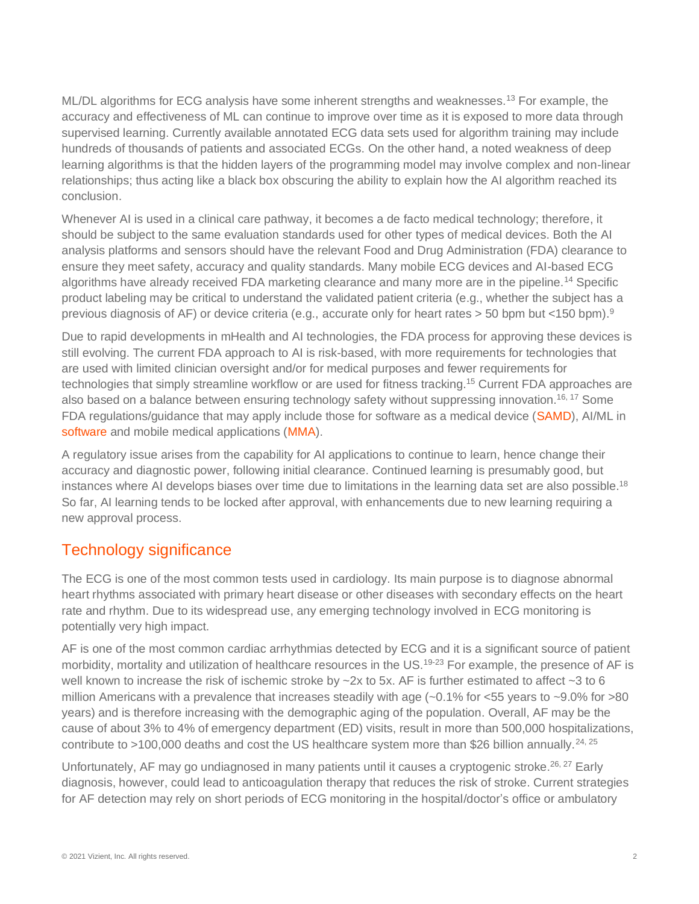ML/DL algorithms for ECG analysis have some inherent strengths and weaknesses.[13] For example, the accuracy and effectiveness of ML can continue to improve over time as it is exposed to more data through supervised learning. Currently available annotated ECG data sets used for algorithm training may include hundreds of thousands of patients and associated ECGs. On the other hand, a noted weakness of deep learning algorithms is that the hidden layers of the programming model may involve complex and non-linear relationships; thus acting like a black box obscuring the ability to explain how the AI algorithm reached its conclusion.

Whenever AI is used in a clinical care pathway, it becomes a de facto medical technology; therefore, it should be subject to the same evaluation standards used for other types of medical devices. Both the AI analysis platforms and sensors should have the relevant Food and Drug Administration (FDA) clearance to ensure they meet safety, accuracy and quality standards. Many mobile ECG devices and AI-based ECG algorithms have already received FDA marketing clearance and many more are in the pipeline.[14] Specific product labeling may be critical to understand the validated patient criteria (e.g., whether the subject has a previous diagnosis of AF) or device criteria (e.g., accurate only for heart rates > 50 bpm but <150 bpm).[9]

Due to rapid developments in mHealth and AI technologies, the FDA process for approving these devices is still evolving. The current FDA approach to AI is risk-based, with more requirements for technologies that are used with limited clinician oversight and/or for medical purposes and fewer requirements for technologies that simply streamline workflow or are used for fitness tracking.[15] Current FDA approaches are also based on a balance between ensuring technology safety without suppressing innovation.[16, 17] Some FDA regulations/guidance that may apply include those for software as a medical device (SAMD), AI/ML in software and mobile medical applications (MMA).

A regulatory issue arises from the capability for AI applications to continue to learn, hence change their accuracy and diagnostic power, following initial clearance. Continued learning is presumably good, but instances where AI develops biases over time due to limitations in the learning data set are also possible.[18] So far, AI learning tends to be locked after approval, with enhancements due to new learning requiring a new approval process.

## Technology significance

The ECG is one of the most common tests used in cardiology. Its main purpose is to diagnose abnormal heart rhythms associated with primary heart disease or other diseases with secondary effects on the heart rate and rhythm. Due to its widespread use, any emerging technology involved in ECG monitoring is potentially very high impact.

AF is one of the most common cardiac arrhythmias detected by ECG and it is a significant source of patient morbidity, mortality and utilization of healthcare resources in the US.[19-23] For example, the presence of AF is well known to increase the risk of ischemic stroke by ~2x to 5x. AF is further estimated to affect ~3 to 6 million Americans with a prevalence that increases steadily with age (~0.1% for <55 years to ~9.0% for >80 years) and is therefore increasing with the demographic aging of the population. Overall, AF may be the cause of about 3% to 4% of emergency department (ED) visits, result in more than 500,000 hospitalizations, contribute to >100,000 deaths and cost the US healthcare system more than $26 billion annually.[24, 25]

Unfortunately, AF may go undiagnosed in many patients until it causes a cryptogenic stroke.[26, 27] Early diagnosis, however, could lead to anticoagulation therapy that reduces the risk of stroke. Current strategies for AF detection may rely on short periods of ECG monitoring in the hospital/doctor's office or ambulatory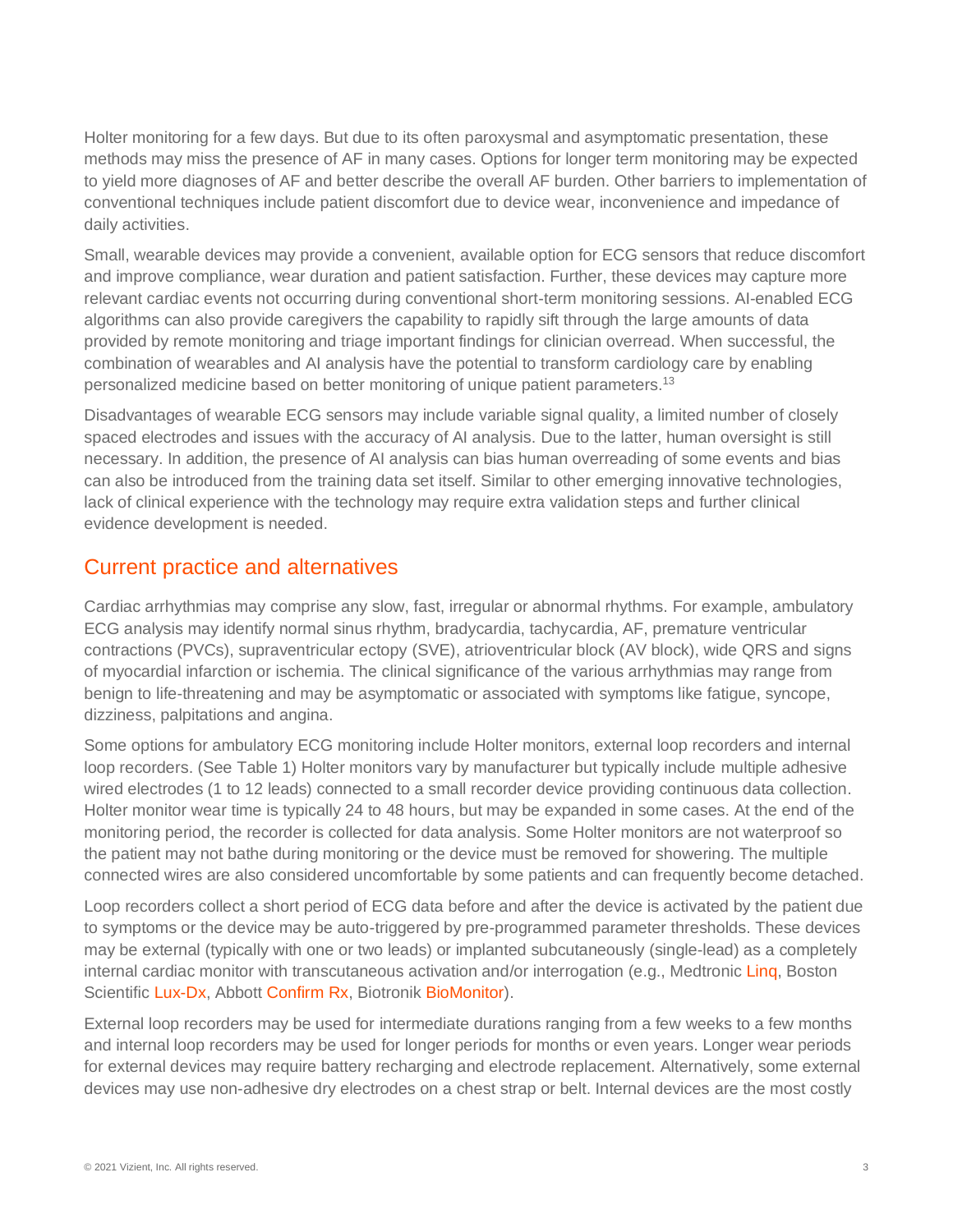Holter monitoring for a few days. But due to its often paroxysmal and asymptomatic presentation, these methods may miss the presence of AF in many cases. Options for longer term monitoring may be expected to yield more diagnoses of AF and better describe the overall AF burden. Other barriers to implementation of conventional techniques include patient discomfort due to device wear, inconvenience and impedance of daily activities.

Small, wearable devices may provide a convenient, available option for ECG sensors that reduce discomfort and improve compliance, wear duration and patient satisfaction. Further, these devices may capture more relevant cardiac events not occurring during conventional short-term monitoring sessions. AI-enabled ECG algorithms can also provide caregivers the capability to rapidly sift through the large amounts of data provided by remote monitoring and triage important findings for clinician overread. When successful, the combination of wearables and AI analysis have the potential to transform cardiology care by enabling personalized medicine based on better monitoring of unique patient parameters.[13]

Disadvantages of wearable ECG sensors may include variable signal quality, a limited number of closely spaced electrodes and issues with the accuracy of AI analysis. Due to the latter, human oversight is still necessary. In addition, the presence of AI analysis can bias human overreading of some events and bias can also be introduced from the training data set itself. Similar to other emerging innovative technologies, lack of clinical experience with the technology may require extra validation steps and further clinical evidence development is needed.

## Current practice and alternatives

Cardiac arrhythmias may comprise any slow, fast, irregular or abnormal rhythms. For example, ambulatory ECG analysis may identify normal sinus rhythm, bradycardia, tachycardia, AF, premature ventricular contractions (PVCs), supraventricular ectopy (SVE), atrioventricular block (AV block), wide QRS and signs of myocardial infarction or ischemia. The clinical significance of the various arrhythmias may range from benign to life-threatening and may be asymptomatic or associated with symptoms like fatigue, syncope, dizziness, palpitations and angina.

Some options for ambulatory ECG monitoring include Holter monitors, external loop recorders and internal loop recorders. (See Table 1) Holter monitors vary by manufacturer but typically include multiple adhesive wired electrodes (1 to 12 leads) connected to a small recorder device providing continuous data collection. Holter monitor wear time is typically 24 to 48 hours, but may be expanded in some cases. At the end of the monitoring period, the recorder is collected for data analysis. Some Holter monitors are not waterproof so the patient may not bathe during monitoring or the device must be removed for showering. The multiple connected wires are also considered uncomfortable by some patients and can frequently become detached.

Loop recorders collect a short period of ECG data before and after the device is activated by the patient due to symptoms or the device may be auto-triggered by pre-programmed parameter thresholds. These devices may be external (typically with one or two leads) or implanted subcutaneously (single-lead) as a completely internal cardiac monitor with transcutaneous activation and/or interrogation (e.g., Medtronic Linq, Boston Scientific Lux-Dx, Abbott Confirm Rx, Biotronik BioMonitor).

External loop recorders may be used for intermediate durations ranging from a few weeks to a few months and internal loop recorders may be used for longer periods for months or even years. Longer wear periods for external devices may require battery recharging and electrode replacement. Alternatively, some external devices may use non-adhesive dry electrodes on a chest strap or belt. Internal devices are the most costly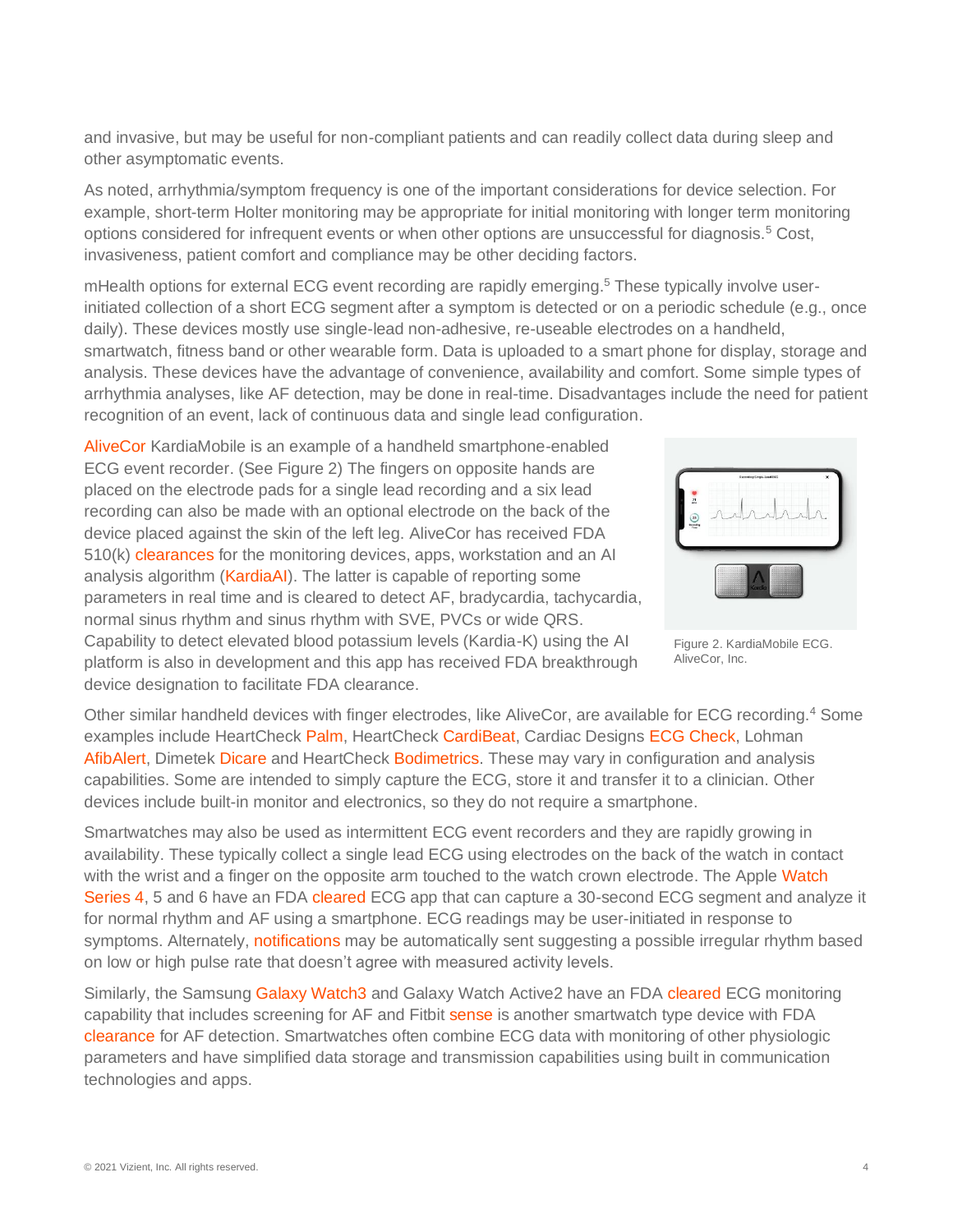and invasive, but may be useful for non-compliant patients and can readily collect data during sleep and other asymptomatic events.

As noted, arrhythmia/symptom frequency is one of the important considerations for device selection. For example, short-term Holter monitoring may be appropriate for initial monitoring with longer term monitoring options considered for infrequent events or when other options are unsuccessful for diagnosis.[5] Cost, invasiveness, patient comfort and compliance may be other deciding factors.

mHealth options for external ECG event recording are rapidly emerging.[5] These typically involve user-initiated collection of a short ECG segment after a symptom is detected or on a periodic schedule (e.g., once daily). These devices mostly use single-lead non-adhesive, re-useable electrodes on a handheld, smartwatch, fitness band or other wearable form. Data is uploaded to a smart phone for display, storage and analysis. These devices have the advantage of convenience, availability and comfort. Some simple types of arrhythmia analyses, like AF detection, may be done in real-time. Disadvantages include the need for patient recognition of an event, lack of continuous data and single lead configuration.

AliveCor KardiaMobile is an example of a handheld smartphone-enabled ECG event recorder. (See Figure 2) The fingers on opposite hands are placed on the electrode pads for a single lead recording and a six lead recording can also be made with an optional electrode on the back of the device placed against the skin of the left leg. AliveCor has received FDA 510(k) clearances for the monitoring devices, apps, workstation and an AI analysis algorithm (KardiaAI). The latter is capable of reporting some parameters in real time and is cleared to detect AF, bradycardia, tachycardia, normal sinus rhythm and sinus rhythm with SVE, PVCs or wide QRS. Capability to detect elevated blood potassium levels (Kardia-K) using the AI platform is also in development and this app has received FDA breakthrough device designation to facilitate FDA clearance.

Figure 2. KardiaMobile ECG. AliveCor, Inc.

Other similar handheld devices with finger electrodes, like AliveCor, are available for ECG recording.[4] Some examples include HeartCheck Palm, HeartCheck CardiBeat, Cardiac Designs ECG Check, Lohman AfibAlert, Dimetek Dicare and HeartCheck Bodimetrics. These may vary in configuration and analysis capabilities. Some are intended to simply capture the ECG, store it and transfer it to a clinician. Other devices include built-in monitor and electronics, so they do not require a smartphone.

Smartwatches may also be used as intermittent ECG event recorders and they are rapidly growing in availability. These typically collect a single lead ECG using electrodes on the back of the watch in contact with the wrist and a finger on the opposite arm touched to the watch crown electrode. The Apple Watch Series 4, 5 and 6 have an FDA cleared ECG app that can capture a 30-second ECG segment and analyze it for normal rhythm and AF using a smartphone. ECG readings may be user-initiated in response to symptoms. Alternately, notifications may be automatically sent suggesting a possible irregular rhythm based on low or high pulse rate that doesn't agree with measured activity levels.

Similarly, the Samsung Galaxy Watch3 and Galaxy Watch Active2 have an FDA cleared ECG monitoring capability that includes screening for AF and Fitbit sense is another smartwatch type device with FDA clearance for AF detection. Smartwatches often combine ECG data with monitoring of other physiologic parameters and have simplified data storage and transmission capabilities using built in communication technologies and apps.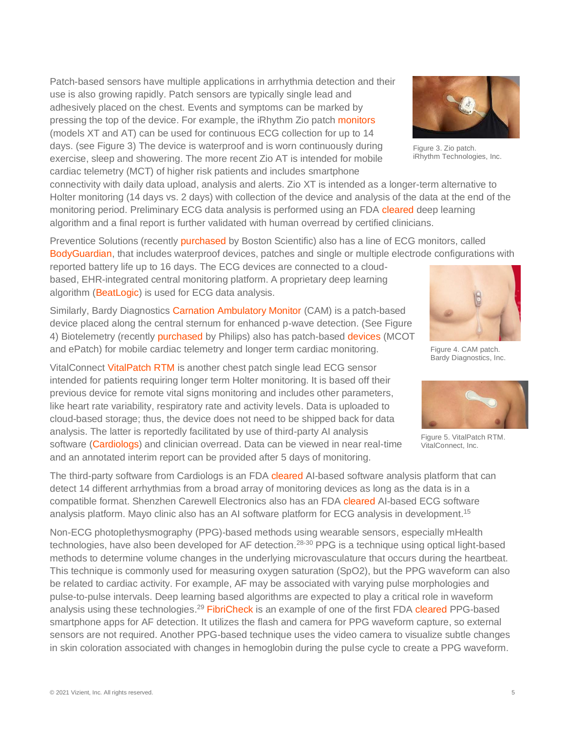Patch-based sensors have multiple applications in arrhythmia detection and their use is also growing rapidly. Patch sensors are typically single lead and adhesively placed on the chest. Events and symptoms can be marked by pressing the top of the device. For example, the iRhythm Zio patch monitors (models XT and AT) can be used for continuous ECG collection for up to 14 days. (see Figure 3) The device is waterproof and is worn continuously during exercise, sleep and showering. The more recent Zio AT is intended for mobile cardiac telemetry (MCT) of higher risk patients and includes smartphone connectivity with daily data upload, analysis and alerts. Zio XT is intended as a longer-term alternative to Holter monitoring (14 days vs. 2 days) with collection of the device and analysis of the data at the end of the monitoring period. Preliminary ECG data analysis is performed using an FDA cleared deep learning algorithm and a final report is further validated with human overread by certified clinicians.

Figure 3. Zio patch. iRhythm Technologies, Inc.

Preventice Solutions (recently purchased by Boston Scientific) also has a line of ECG monitors, called BodyGuardian, that includes waterproof devices, patches and single or multiple electrode configurations with reported battery life up to 16 days. The ECG devices are connected to a cloud-based, EHR-integrated central monitoring platform. A proprietary deep learning algorithm (BeatLogic) is used for ECG data analysis.

Similarly, Bardy Diagnostics Carnation Ambulatory Monitor (CAM) is a patch-based device placed along the central sternum for enhanced p-wave detection. (See Figure 4) Biotelemetry (recently purchased by Philips) also has patch-based devices (MCOT and ePatch) for mobile cardiac telemetry and longer term cardiac monitoring.

Figure 4. CAM patch. Bardy Diagnostics, Inc.

VitalConnect VitalPatch RTM is another chest patch single lead ECG sensor intended for patients requiring longer term Holter monitoring. It is based off their previous device for remote vital signs monitoring and includes other parameters, like heart rate variability, respiratory rate and activity levels. Data is uploaded to cloud-based storage; thus, the device does not need to be shipped back for data analysis. The latter is reportedly facilitated by use of third-party AI analysis software (Cardiologs) and clinician overread. Data can be viewed in near real-time and an annotated interim report can be provided after 5 days of monitoring.

Figure 5. VitalPatch RTM. VitalConnect, Inc.

The third-party software from Cardiologs is an FDA cleared AI-based software analysis platform that can detect 14 different arrhythmias from a broad array of monitoring devices as long as the data is in a compatible format. Shenzhen Carewell Electronics also has an FDA cleared AI-based ECG software analysis platform. Mayo clinic also has an AI software platform for ECG analysis in development.[15]

Non-ECG photoplethysmography (PPG)-based methods using wearable sensors, especially mHealth technologies, have also been developed for AF detection.[28-30] PPG is a technique using optical light-based methods to determine volume changes in the underlying microvasculature that occurs during the heartbeat. This technique is commonly used for measuring oxygen saturation (SpO2), but the PPG waveform can also be related to cardiac activity. For example, AF may be associated with varying pulse morphologies and pulse-to-pulse intervals. Deep learning based algorithms are expected to play a critical role in waveform analysis using these technologies.[29] FibriCheck is an example of one of the first FDA cleared PPG-based smartphone apps for AF detection. It utilizes the flash and camera for PPG waveform capture, so external sensors are not required. Another PPG-based technique uses the video camera to visualize subtle changes in skin coloration associated with changes in hemoglobin during the pulse cycle to create a PPG waveform.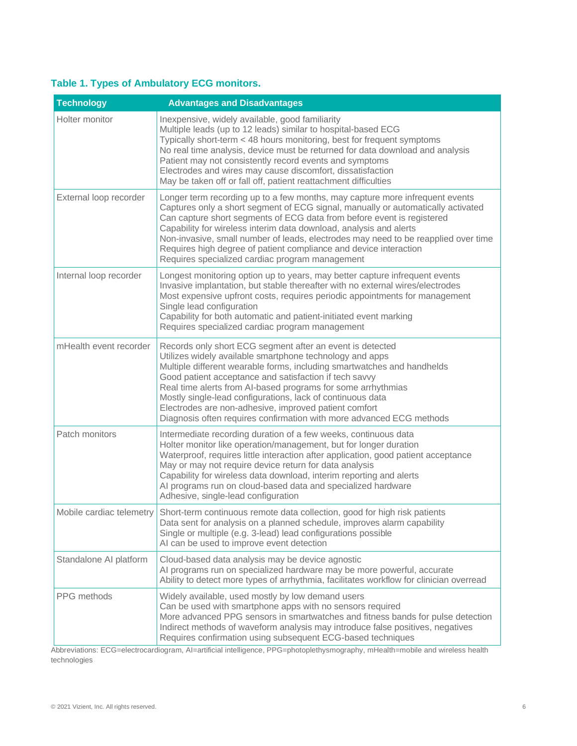**Table 1. Types of Ambulatory ECG monitors.**

| Technology | Advantages and Disadvantages |
|---|---|
| Holter monitor | Inexpensive, widely available, good familiarity<br>Multiple leads (up to 12 leads) similar to hospital-based ECG<br>Typically short-term < 48 hours monitoring, best for frequent symptoms<br>No real time analysis, device must be returned for data download and analysis<br>Patient may not consistently record events and symptoms<br>Electrodes and wires may cause discomfort, dissatisfaction<br>May be taken off or fall off, patient reattachment difficulties |
| External loop recorder | Longer term recording up to a few months, may capture more infrequent events<br>Captures only a short segment of ECG signal, manually or automatically activated<br>Can capture short segments of ECG data from before event is registered<br>Capability for wireless interim data download, analysis and alerts<br>Non-invasive, small number of leads, electrodes may need to be reapplied over time<br>Requires high degree of patient compliance and device interaction<br>Requires specialized cardiac program management |
| Internal loop recorder | Longest monitoring option up to years, may better capture infrequent events<br>Invasive implantation, but stable thereafter with no external wires/electrodes<br>Most expensive upfront costs, requires periodic appointments for management<br>Single lead configuration<br>Capability for both automatic and patient-initiated event marking<br>Requires specialized cardiac program management |
| mHealth event recorder | Records only short ECG segment after an event is detected<br>Utilizes widely available smartphone technology and apps<br>Multiple different wearable forms, including smartwatches and handhelds<br>Good patient acceptance and satisfaction if tech savvy<br>Real time alerts from AI-based programs for some arrhythmias<br>Mostly single-lead configurations, lack of continuous data<br>Electrodes are non-adhesive, improved patient comfort<br>Diagnosis often requires confirmation with more advanced ECG methods |
| Patch monitors | Intermediate recording duration of a few weeks, continuous data<br>Holter monitor like operation/management, but for longer duration<br>Waterproof, requires little interaction after application, good patient acceptance<br>May or may not require device return for data analysis<br>Capability for wireless data download, interim reporting and alerts<br>AI programs run on cloud-based data and specialized hardware<br>Adhesive, single-lead configuration |
| Mobile cardiac telemetry | Short-term continuous remote data collection, good for high risk patients<br>Data sent for analysis on a planned schedule, improves alarm capability<br>Single or multiple (e.g. 3-lead) lead configurations possible<br>AI can be used to improve event detection |
| Standalone AI platform | Cloud-based data analysis may be device agnostic<br>AI programs run on specialized hardware may be more powerful, accurate<br>Ability to detect more types of arrhythmia, facilitates workflow for clinician overread |
| PPG methods | Widely available, used mostly by low demand users<br>Can be used with smartphone apps with no sensors required<br>More advanced PPG sensors in smartwatches and fitness bands for pulse detection<br>Indirect methods of waveform analysis may introduce false positives, negatives<br>Requires confirmation using subsequent ECG-based techniques |

Abbreviations: ECG=electrocardiogram, AI=artificial intelligence, PPG=photoplethysmography, mHealth=mobile and wireless health technologies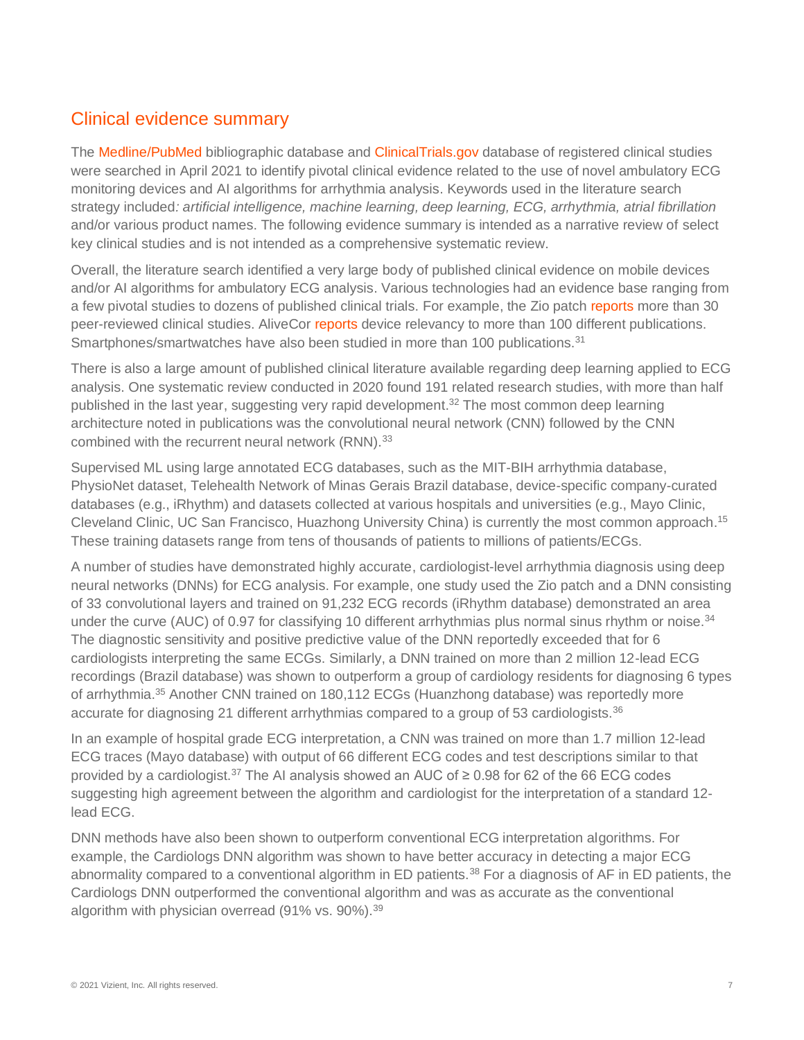## Clinical evidence summary

The Medline/PubMed bibliographic database and ClinicalTrials.gov database of registered clinical studies were searched in April 2021 to identify pivotal clinical evidence related to the use of novel ambulatory ECG monitoring devices and AI algorithms for arrhythmia analysis. Keywords used in the literature search strategy included*: artificial intelligence, machine learning, deep learning, ECG, arrhythmia, atrial fibrillation* and/or various product names. The following evidence summary is intended as a narrative review of select key clinical studies and is not intended as a comprehensive systematic review.

Overall, the literature search identified a very large body of published clinical evidence on mobile devices and/or AI algorithms for ambulatory ECG analysis. Various technologies had an evidence base ranging from a few pivotal studies to dozens of published clinical trials. For example, the Zio patch reports more than 30 peer-reviewed clinical studies. AliveCor reports device relevancy to more than 100 different publications. Smartphones/smartwatches have also been studied in more than 100 publications.[31]

There is also a large amount of published clinical literature available regarding deep learning applied to ECG analysis. One systematic review conducted in 2020 found 191 related research studies, with more than half published in the last year, suggesting very rapid development.[32] The most common deep learning architecture noted in publications was the convolutional neural network (CNN) followed by the CNN combined with the recurrent neural network (RNN).[33]

Supervised ML using large annotated ECG databases, such as the MIT-BIH arrhythmia database, PhysioNet dataset, Telehealth Network of Minas Gerais Brazil database, device-specific company-curated databases (e.g., iRhythm) and datasets collected at various hospitals and universities (e.g., Mayo Clinic, Cleveland Clinic, UC San Francisco, Huazhong University China) is currently the most common approach.[15] These training datasets range from tens of thousands of patients to millions of patients/ECGs.

A number of studies have demonstrated highly accurate, cardiologist-level arrhythmia diagnosis using deep neural networks (DNNs) for ECG analysis. For example, one study used the Zio patch and a DNN consisting of 33 convolutional layers and trained on 91,232 ECG records (iRhythm database) demonstrated an area under the curve (AUC) of 0.97 for classifying 10 different arrhythmias plus normal sinus rhythm or noise.[34] The diagnostic sensitivity and positive predictive value of the DNN reportedly exceeded that for 6 cardiologists interpreting the same ECGs. Similarly, a DNN trained on more than 2 million 12-lead ECG recordings (Brazil database) was shown to outperform a group of cardiology residents for diagnosing 6 types of arrhythmia.[35] Another CNN trained on 180,112 ECGs (Huanzhong database) was reportedly more accurate for diagnosing 21 different arrhythmias compared to a group of 53 cardiologists.[36]

In an example of hospital grade ECG interpretation, a CNN was trained on more than 1.7 million 12-lead ECG traces (Mayo database) with output of 66 different ECG codes and test descriptions similar to that provided by a cardiologist.[37] The AI analysis showed an AUC of ≥ 0.98 for 62 of the 66 ECG codes suggesting high agreement between the algorithm and cardiologist for the interpretation of a standard 12-lead ECG.

DNN methods have also been shown to outperform conventional ECG interpretation algorithms. For example, the Cardiologs DNN algorithm was shown to have better accuracy in detecting a major ECG abnormality compared to a conventional algorithm in ED patients.[38] For a diagnosis of AF in ED patients, the Cardiologs DNN outperformed the conventional algorithm and was as accurate as the conventional algorithm with physician overread (91% vs. 90%).[39]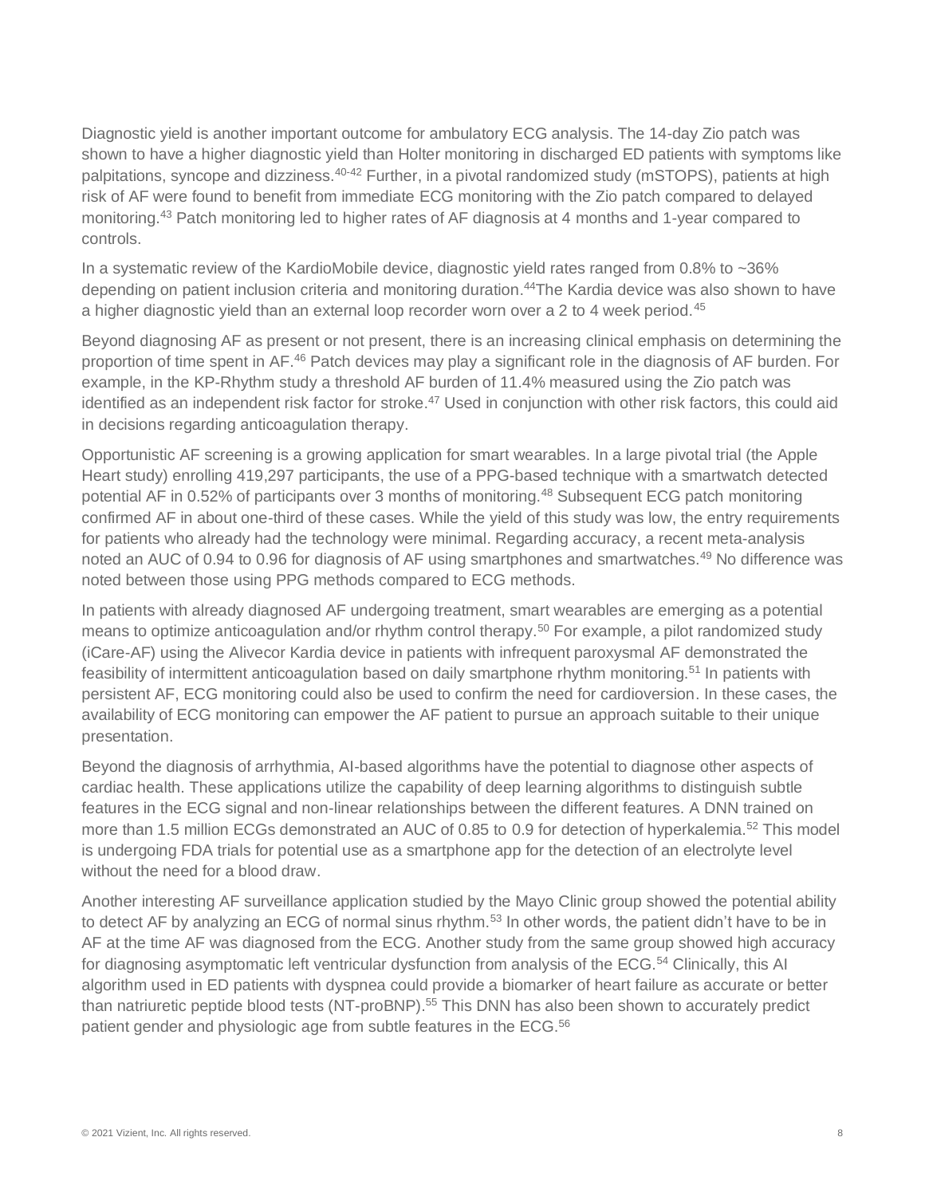Diagnostic yield is another important outcome for ambulatory ECG analysis. The 14-day Zio patch was shown to have a higher diagnostic yield than Holter monitoring in discharged ED patients with symptoms like palpitations, syncope and dizziness.[40-42] Further, in a pivotal randomized study (mSTOPS), patients at high risk of AF were found to benefit from immediate ECG monitoring with the Zio patch compared to delayed monitoring.[43] Patch monitoring led to higher rates of AF diagnosis at 4 months and 1-year compared to controls.

In a systematic review of the KardioMobile device, diagnostic yield rates ranged from 0.8% to ~36% depending on patient inclusion criteria and monitoring duration.[44]The Kardia device was also shown to have a higher diagnostic yield than an external loop recorder worn over a 2 to 4 week period.[45]

Beyond diagnosing AF as present or not present, there is an increasing clinical emphasis on determining the proportion of time spent in AF.[46] Patch devices may play a significant role in the diagnosis of AF burden. For example, in the KP-Rhythm study a threshold AF burden of 11.4% measured using the Zio patch was identified as an independent risk factor for stroke.[47] Used in conjunction with other risk factors, this could aid in decisions regarding anticoagulation therapy.

Opportunistic AF screening is a growing application for smart wearables. In a large pivotal trial (the Apple Heart study) enrolling 419,297 participants, the use of a PPG-based technique with a smartwatch detected potential AF in 0.52% of participants over 3 months of monitoring.[48] Subsequent ECG patch monitoring confirmed AF in about one-third of these cases. While the yield of this study was low, the entry requirements for patients who already had the technology were minimal. Regarding accuracy, a recent meta-analysis noted an AUC of 0.94 to 0.96 for diagnosis of AF using smartphones and smartwatches.[49] No difference was noted between those using PPG methods compared to ECG methods.

In patients with already diagnosed AF undergoing treatment, smart wearables are emerging as a potential means to optimize anticoagulation and/or rhythm control therapy.[50] For example, a pilot randomized study (iCare-AF) using the Alivecor Kardia device in patients with infrequent paroxysmal AF demonstrated the feasibility of intermittent anticoagulation based on daily smartphone rhythm monitoring.[51] In patients with persistent AF, ECG monitoring could also be used to confirm the need for cardioversion. In these cases, the availability of ECG monitoring can empower the AF patient to pursue an approach suitable to their unique presentation.

Beyond the diagnosis of arrhythmia, AI-based algorithms have the potential to diagnose other aspects of cardiac health. These applications utilize the capability of deep learning algorithms to distinguish subtle features in the ECG signal and non-linear relationships between the different features. A DNN trained on more than 1.5 million ECGs demonstrated an AUC of 0.85 to 0.9 for detection of hyperkalemia.[52] This model is undergoing FDA trials for potential use as a smartphone app for the detection of an electrolyte level without the need for a blood draw.

Another interesting AF surveillance application studied by the Mayo Clinic group showed the potential ability to detect AF by analyzing an ECG of normal sinus rhythm.[53] In other words, the patient didn't have to be in AF at the time AF was diagnosed from the ECG. Another study from the same group showed high accuracy for diagnosing asymptomatic left ventricular dysfunction from analysis of the ECG.[54] Clinically, this AI algorithm used in ED patients with dyspnea could provide a biomarker of heart failure as accurate or better than natriuretic peptide blood tests (NT-proBNP).[55] This DNN has also been shown to accurately predict patient gender and physiologic age from subtle features in the ECG.[56]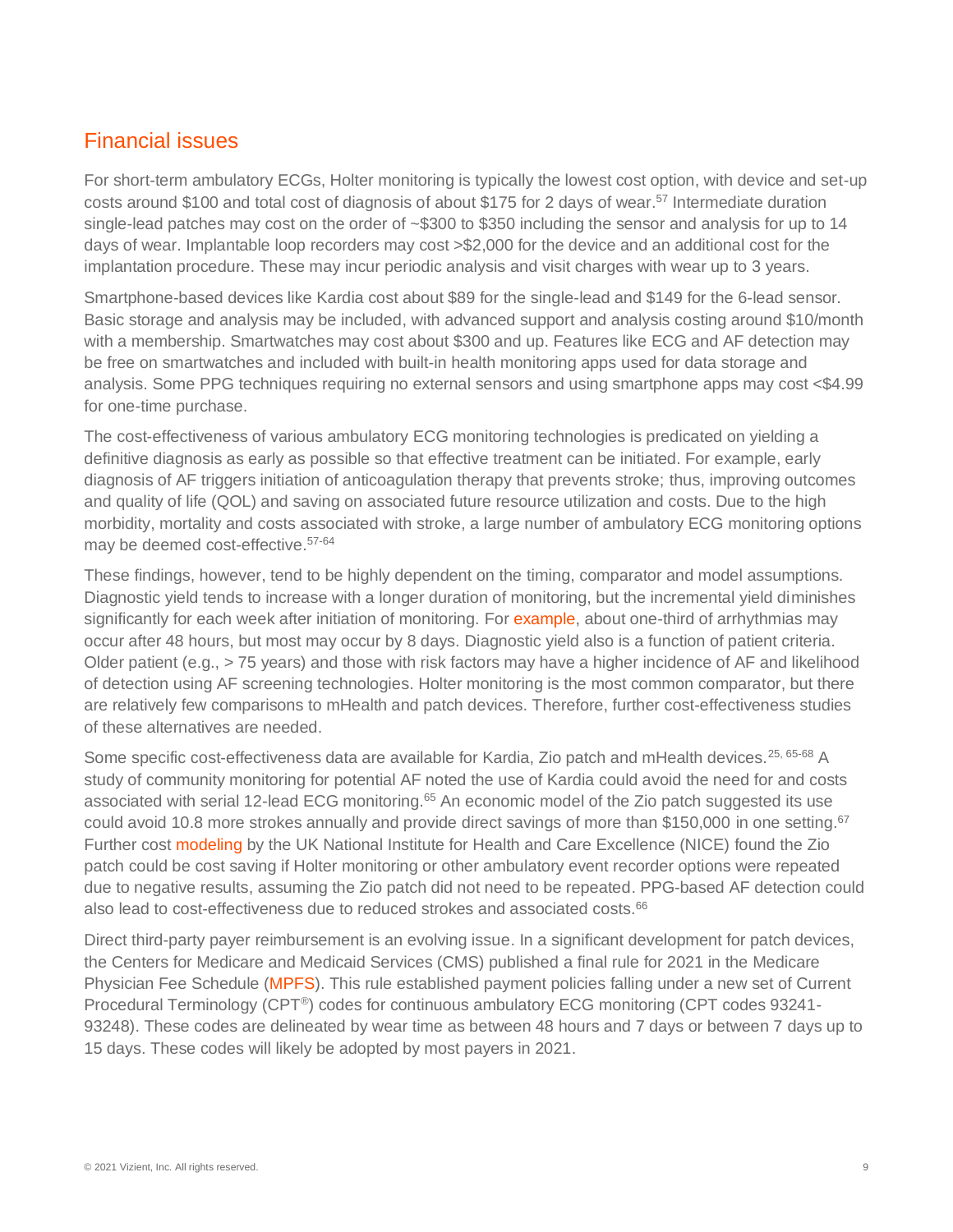## Financial issues

For short-term ambulatory ECGs, Holter monitoring is typically the lowest cost option, with device and set-up costs around $100 and total cost of diagnosis of about $175 for 2 days of wear.[57] Intermediate duration single-lead patches may cost on the order of ~$300 to $350 including the sensor and analysis for up to 14 days of wear. Implantable loop recorders may cost >$2,000 for the device and an additional cost for the implantation procedure. These may incur periodic analysis and visit charges with wear up to 3 years.

Smartphone-based devices like Kardia cost about $89 for the single-lead and $149 for the 6-lead sensor. Basic storage and analysis may be included, with advanced support and analysis costing around $10/month with a membership. Smartwatches may cost about $300 and up. Features like ECG and AF detection may be free on smartwatches and included with built-in health monitoring apps used for data storage and analysis. Some PPG techniques requiring no external sensors and using smartphone apps may cost <$4.99 for one-time purchase.

The cost-effectiveness of various ambulatory ECG monitoring technologies is predicated on yielding a definitive diagnosis as early as possible so that effective treatment can be initiated. For example, early diagnosis of AF triggers initiation of anticoagulation therapy that prevents stroke; thus, improving outcomes and quality of life (QOL) and saving on associated future resource utilization and costs. Due to the high morbidity, mortality and costs associated with stroke, a large number of ambulatory ECG monitoring options may be deemed cost-effective.[57-64]

These findings, however, tend to be highly dependent on the timing, comparator and model assumptions. Diagnostic yield tends to increase with a longer duration of monitoring, but the incremental yield diminishes significantly for each week after initiation of monitoring. For example, about one-third of arrhythmias may occur after 48 hours, but most may occur by 8 days. Diagnostic yield also is a function of patient criteria. Older patient (e.g., > 75 years) and those with risk factors may have a higher incidence of AF and likelihood of detection using AF screening technologies. Holter monitoring is the most common comparator, but there are relatively few comparisons to mHealth and patch devices. Therefore, further cost-effectiveness studies of these alternatives are needed.

Some specific cost-effectiveness data are available for Kardia, Zio patch and mHealth devices.[25, 65-68] A study of community monitoring for potential AF noted the use of Kardia could avoid the need for and costs associated with serial 12-lead ECG monitoring.[65] An economic model of the Zio patch suggested its use could avoid 10.8 more strokes annually and provide direct savings of more than $150,000 in one setting.[67] Further cost modeling by the UK National Institute for Health and Care Excellence (NICE) found the Zio patch could be cost saving if Holter monitoring or other ambulatory event recorder options were repeated due to negative results, assuming the Zio patch did not need to be repeated. PPG-based AF detection could also lead to cost-effectiveness due to reduced strokes and associated costs.[66]

Direct third-party payer reimbursement is an evolving issue. In a significant development for patch devices, the Centers for Medicare and Medicaid Services (CMS) published a final rule for 2021 in the Medicare Physician Fee Schedule (MPFS). This rule established payment policies falling under a new set of Current Procedural Terminology (CPT®) codes for continuous ambulatory ECG monitoring (CPT codes 93241-93248). These codes are delineated by wear time as between 48 hours and 7 days or between 7 days up to 15 days. These codes will likely be adopted by most payers in 2021.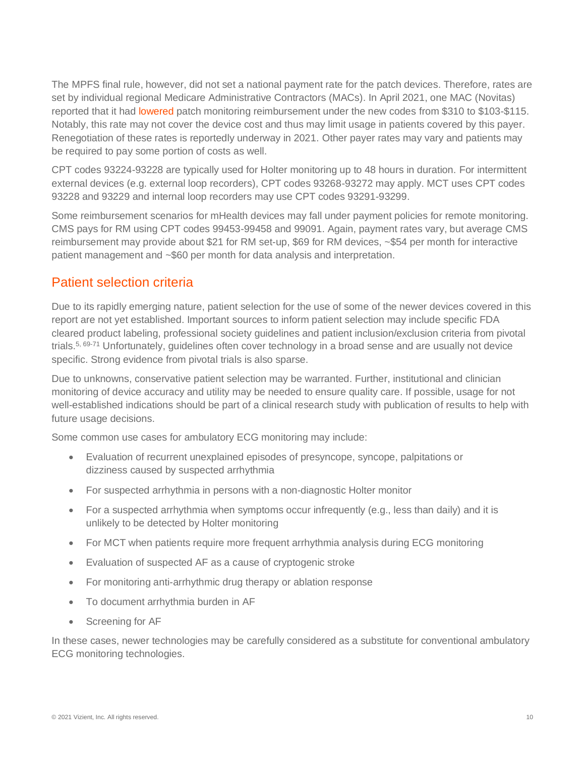The MPFS final rule, however, did not set a national payment rate for the patch devices. Therefore, rates are set by individual regional Medicare Administrative Contractors (MACs). In April 2021, one MAC (Novitas) reported that it had lowered patch monitoring reimbursement under the new codes from $310 to $103-$115. Notably, this rate may not cover the device cost and thus may limit usage in patients covered by this payer. Renegotiation of these rates is reportedly underway in 2021. Other payer rates may vary and patients may be required to pay some portion of costs as well.

CPT codes 93224-93228 are typically used for Holter monitoring up to 48 hours in duration. For intermittent external devices (e.g. external loop recorders), CPT codes 93268-93272 may apply. MCT uses CPT codes 93228 and 93229 and internal loop recorders may use CPT codes 93291-93299.

Some reimbursement scenarios for mHealth devices may fall under payment policies for remote monitoring. CMS pays for RM using CPT codes 99453-99458 and 99091. Again, payment rates vary, but average CMS reimbursement may provide about $21 for RM set-up, $69 for RM devices, ~$54 per month for interactive patient management and ~$60 per month for data analysis and interpretation.

## Patient selection criteria

Due to its rapidly emerging nature, patient selection for the use of some of the newer devices covered in this report are not yet established. Important sources to inform patient selection may include specific FDA cleared product labeling, professional society guidelines and patient inclusion/exclusion criteria from pivotal trials.[5, 69-71] Unfortunately, guidelines often cover technology in a broad sense and are usually not device specific. Strong evidence from pivotal trials is also sparse.

Due to unknowns, conservative patient selection may be warranted. Further, institutional and clinician monitoring of device accuracy and utility may be needed to ensure quality care. If possible, usage for not well-established indications should be part of a clinical research study with publication of results to help with future usage decisions.

Some common use cases for ambulatory ECG monitoring may include:

- Evaluation of recurrent unexplained episodes of presyncope, syncope, palpitations or dizziness caused by suspected arrhythmia
- For suspected arrhythmia in persons with a non-diagnostic Holter monitor
- For a suspected arrhythmia when symptoms occur infrequently (e.g., less than daily) and it is unlikely to be detected by Holter monitoring
- For MCT when patients require more frequent arrhythmia analysis during ECG monitoring
- Evaluation of suspected AF as a cause of cryptogenic stroke
- For monitoring anti-arrhythmic drug therapy or ablation response
- To document arrhythmia burden in AF
- Screening for AF

In these cases, newer technologies may be carefully considered as a substitute for conventional ambulatory ECG monitoring technologies.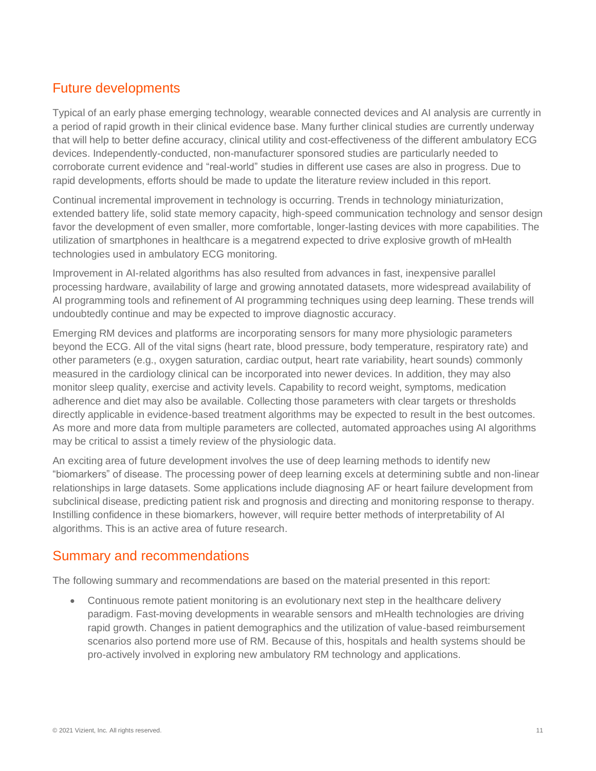## Future developments

Typical of an early phase emerging technology, wearable connected devices and AI analysis are currently in a period of rapid growth in their clinical evidence base. Many further clinical studies are currently underway that will help to better define accuracy, clinical utility and cost-effectiveness of the different ambulatory ECG devices. Independently-conducted, non-manufacturer sponsored studies are particularly needed to corroborate current evidence and "real-world" studies in different use cases are also in progress. Due to rapid developments, efforts should be made to update the literature review included in this report.

Continual incremental improvement in technology is occurring. Trends in technology miniaturization, extended battery life, solid state memory capacity, high-speed communication technology and sensor design favor the development of even smaller, more comfortable, longer-lasting devices with more capabilities. The utilization of smartphones in healthcare is a megatrend expected to drive explosive growth of mHealth technologies used in ambulatory ECG monitoring.

Improvement in AI-related algorithms has also resulted from advances in fast, inexpensive parallel processing hardware, availability of large and growing annotated datasets, more widespread availability of AI programming tools and refinement of AI programming techniques using deep learning. These trends will undoubtedly continue and may be expected to improve diagnostic accuracy.

Emerging RM devices and platforms are incorporating sensors for many more physiologic parameters beyond the ECG. All of the vital signs (heart rate, blood pressure, body temperature, respiratory rate) and other parameters (e.g., oxygen saturation, cardiac output, heart rate variability, heart sounds) commonly measured in the cardiology clinical can be incorporated into newer devices. In addition, they may also monitor sleep quality, exercise and activity levels. Capability to record weight, symptoms, medication adherence and diet may also be available. Collecting those parameters with clear targets or thresholds directly applicable in evidence-based treatment algorithms may be expected to result in the best outcomes. As more and more data from multiple parameters are collected, automated approaches using AI algorithms may be critical to assist a timely review of the physiologic data.

An exciting area of future development involves the use of deep learning methods to identify new "biomarkers" of disease. The processing power of deep learning excels at determining subtle and non-linear relationships in large datasets. Some applications include diagnosing AF or heart failure development from subclinical disease, predicting patient risk and prognosis and directing and monitoring response to therapy. Instilling confidence in these biomarkers, however, will require better methods of interpretability of AI algorithms. This is an active area of future research.

## Summary and recommendations

The following summary and recommendations are based on the material presented in this report:

- Continuous remote patient monitoring is an evolutionary next step in the healthcare delivery paradigm. Fast-moving developments in wearable sensors and mHealth technologies are driving rapid growth. Changes in patient demographics and the utilization of value-based reimbursement scenarios also portend more use of RM. Because of this, hospitals and health systems should be pro-actively involved in exploring new ambulatory RM technology and applications.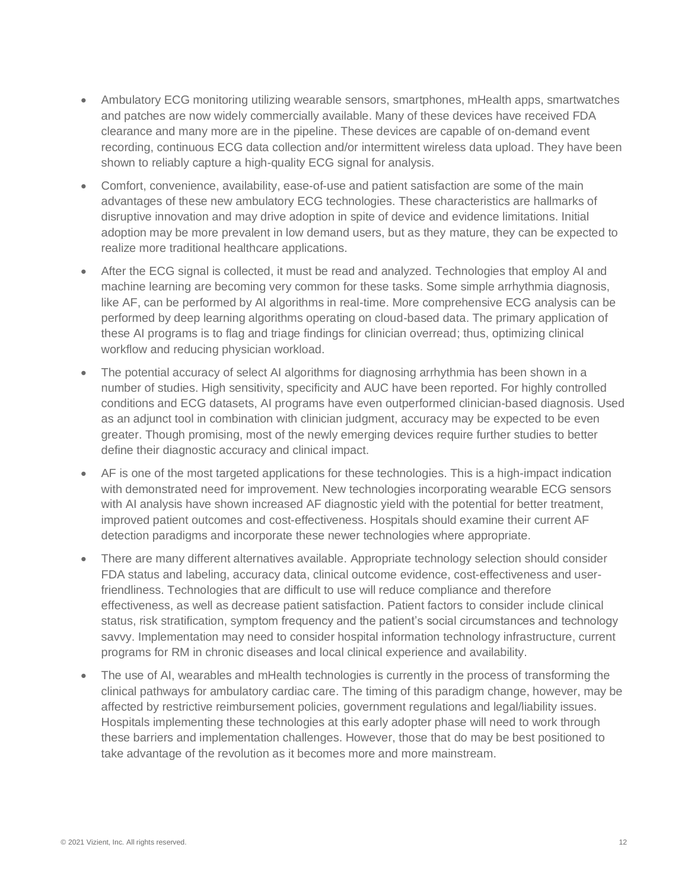- Ambulatory ECG monitoring utilizing wearable sensors, smartphones, mHealth apps, smartwatches and patches are now widely commercially available. Many of these devices have received FDA clearance and many more are in the pipeline. These devices are capable of on-demand event recording, continuous ECG data collection and/or intermittent wireless data upload. They have been shown to reliably capture a high-quality ECG signal for analysis.
- Comfort, convenience, availability, ease-of-use and patient satisfaction are some of the main advantages of these new ambulatory ECG technologies. These characteristics are hallmarks of disruptive innovation and may drive adoption in spite of device and evidence limitations. Initial adoption may be more prevalent in low demand users, but as they mature, they can be expected to realize more traditional healthcare applications.
- After the ECG signal is collected, it must be read and analyzed. Technologies that employ AI and machine learning are becoming very common for these tasks. Some simple arrhythmia diagnosis, like AF, can be performed by AI algorithms in real-time. More comprehensive ECG analysis can be performed by deep learning algorithms operating on cloud-based data. The primary application of these AI programs is to flag and triage findings for clinician overread; thus, optimizing clinical workflow and reducing physician workload.
- The potential accuracy of select AI algorithms for diagnosing arrhythmia has been shown in a number of studies. High sensitivity, specificity and AUC have been reported. For highly controlled conditions and ECG datasets, AI programs have even outperformed clinician-based diagnosis. Used as an adjunct tool in combination with clinician judgment, accuracy may be expected to be even greater. Though promising, most of the newly emerging devices require further studies to better define their diagnostic accuracy and clinical impact.
- AF is one of the most targeted applications for these technologies. This is a high-impact indication with demonstrated need for improvement. New technologies incorporating wearable ECG sensors with AI analysis have shown increased AF diagnostic yield with the potential for better treatment, improved patient outcomes and cost-effectiveness. Hospitals should examine their current AF detection paradigms and incorporate these newer technologies where appropriate.
- There are many different alternatives available. Appropriate technology selection should consider FDA status and labeling, accuracy data, clinical outcome evidence, cost-effectiveness and user-friendliness. Technologies that are difficult to use will reduce compliance and therefore effectiveness, as well as decrease patient satisfaction. Patient factors to consider include clinical status, risk stratification, symptom frequency and the patient's social circumstances and technology savvy. Implementation may need to consider hospital information technology infrastructure, current programs for RM in chronic diseases and local clinical experience and availability.
- The use of AI, wearables and mHealth technologies is currently in the process of transforming the clinical pathways for ambulatory cardiac care. The timing of this paradigm change, however, may be affected by restrictive reimbursement policies, government regulations and legal/liability issues. Hospitals implementing these technologies at this early adopter phase will need to work through these barriers and implementation challenges. However, those that do may be best positioned to take advantage of the revolution as it becomes more and more mainstream.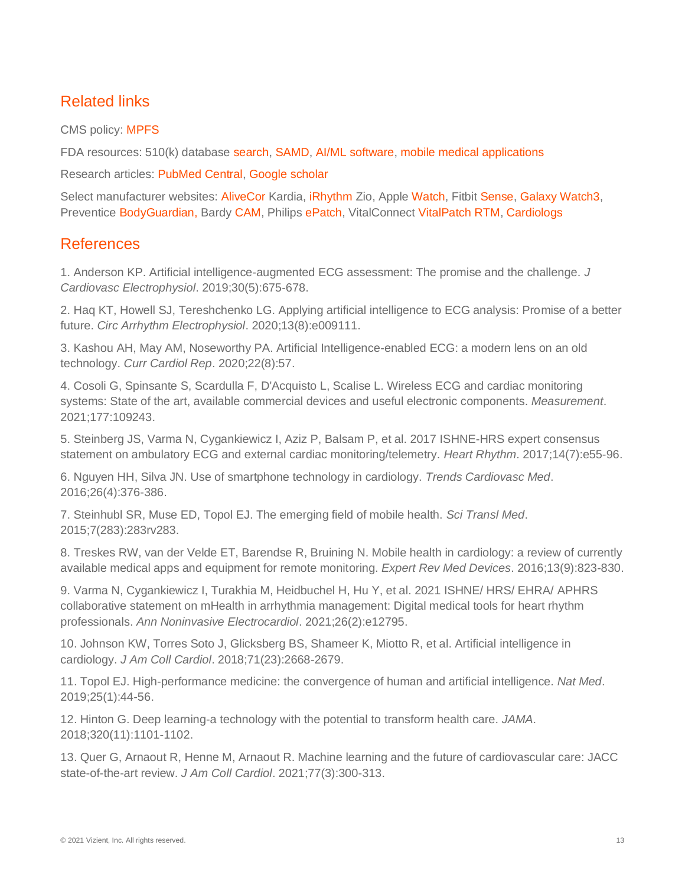## Related links

CMS policy: MPFS

FDA resources: 510(k) database search, SAMD, AI/ML software, mobile medical applications

Research articles: PubMed Central, Google scholar

Select manufacturer websites: AliveCor Kardia, iRhythm Zio, Apple Watch, Fitbit Sense, Galaxy Watch3, Preventice BodyGuardian, Bardy CAM, Philips ePatch, VitalConnect VitalPatch RTM, Cardiologs

## References

1. Anderson KP. Artificial intelligence-augmented ECG assessment: The promise and the challenge. *J Cardiovasc Electrophysiol*. 2019;30(5):675-678.

2. Haq KT, Howell SJ, Tereshchenko LG. Applying artificial intelligence to ECG analysis: Promise of a better future. *Circ Arrhythm Electrophysiol*. 2020;13(8):e009111.

3. Kashou AH, May AM, Noseworthy PA. Artificial Intelligence-enabled ECG: a modern lens on an old technology. *Curr Cardiol Rep*. 2020;22(8):57.

4. Cosoli G, Spinsante S, Scardulla F, D'Acquisto L, Scalise L. Wireless ECG and cardiac monitoring systems: State of the art, available commercial devices and useful electronic components. *Measurement*. 2021;177:109243.

5. Steinberg JS, Varma N, Cygankiewicz I, Aziz P, Balsam P, et al. 2017 ISHNE-HRS expert consensus statement on ambulatory ECG and external cardiac monitoring/telemetry. *Heart Rhythm*. 2017;14(7):e55-96.

6. Nguyen HH, Silva JN. Use of smartphone technology in cardiology. *Trends Cardiovasc Med*. 2016;26(4):376-386.

7. Steinhubl SR, Muse ED, Topol EJ. The emerging field of mobile health. *Sci Transl Med*. 2015;7(283):283rv283.

8. Treskes RW, van der Velde ET, Barendse R, Bruining N. Mobile health in cardiology: a review of currently available medical apps and equipment for remote monitoring. *Expert Rev Med Devices*. 2016;13(9):823-830.

9. Varma N, Cygankiewicz I, Turakhia M, Heidbuchel H, Hu Y, et al. 2021 ISHNE/ HRS/ EHRA/ APHRS collaborative statement on mHealth in arrhythmia management: Digital medical tools for heart rhythm professionals. *Ann Noninvasive Electrocardiol*. 2021;26(2):e12795.

10. Johnson KW, Torres Soto J, Glicksberg BS, Shameer K, Miotto R, et al. Artificial intelligence in cardiology. *J Am Coll Cardiol*. 2018;71(23):2668-2679.

11. Topol EJ. High-performance medicine: the convergence of human and artificial intelligence. *Nat Med*. 2019;25(1):44-56.

12. Hinton G. Deep learning-a technology with the potential to transform health care. *JAMA*. 2018;320(11):1101-1102.

13. Quer G, Arnaout R, Henne M, Arnaout R. Machine learning and the future of cardiovascular care: JACC state-of-the-art review. *J Am Coll Cardiol*. 2021;77(3):300-313.

© 2021 Vizient, Inc. All rights reserved.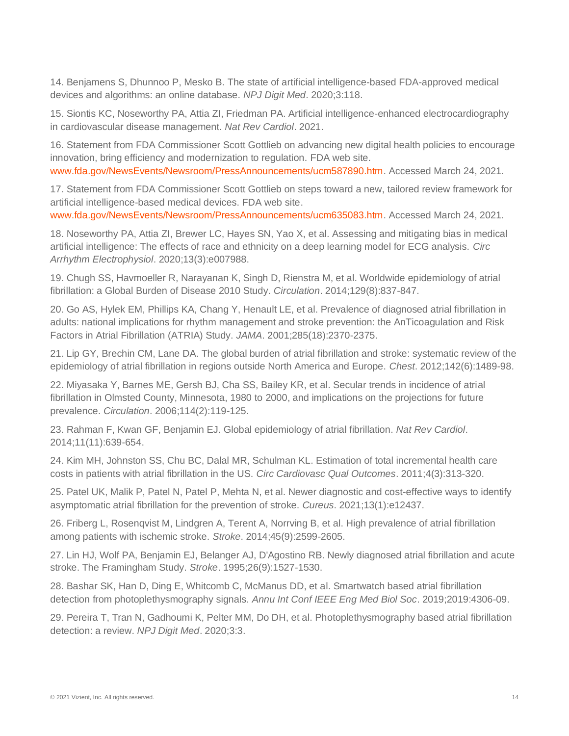14. Benjamens S, Dhunnoo P, Mesko B. The state of artificial intelligence-based FDA-approved medical devices and algorithms: an online database. *NPJ Digit Med*. 2020;3:118.

15. Siontis KC, Noseworthy PA, Attia ZI, Friedman PA. Artificial intelligence-enhanced electrocardiography in cardiovascular disease management. *Nat Rev Cardiol*. 2021.

16. Statement from FDA Commissioner Scott Gottlieb on advancing new digital health policies to encourage innovation, bring efficiency and modernization to regulation. FDA web site. www.fda.gov/NewsEvents/Newsroom/PressAnnouncements/ucm587890.htm. Accessed March 24, 2021.

17. Statement from FDA Commissioner Scott Gottlieb on steps toward a new, tailored review framework for artificial intelligence-based medical devices. FDA web site. www.fda.gov/NewsEvents/Newsroom/PressAnnouncements/ucm635083.htm. Accessed March 24, 2021.

18. Noseworthy PA, Attia ZI, Brewer LC, Hayes SN, Yao X, et al. Assessing and mitigating bias in medical artificial intelligence: The effects of race and ethnicity on a deep learning model for ECG analysis. *Circ Arrhythm Electrophysiol*. 2020;13(3):e007988.

19. Chugh SS, Havmoeller R, Narayanan K, Singh D, Rienstra M, et al. Worldwide epidemiology of atrial fibrillation: a Global Burden of Disease 2010 Study. *Circulation*. 2014;129(8):837-847.

20. Go AS, Hylek EM, Phillips KA, Chang Y, Henault LE, et al. Prevalence of diagnosed atrial fibrillation in adults: national implications for rhythm management and stroke prevention: the AnTicoagulation and Risk Factors in Atrial Fibrillation (ATRIA) Study. *JAMA*. 2001;285(18):2370-2375.

21. Lip GY, Brechin CM, Lane DA. The global burden of atrial fibrillation and stroke: systematic review of the epidemiology of atrial fibrillation in regions outside North America and Europe. *Chest*. 2012;142(6):1489-98.

22. Miyasaka Y, Barnes ME, Gersh BJ, Cha SS, Bailey KR, et al. Secular trends in incidence of atrial fibrillation in Olmsted County, Minnesota, 1980 to 2000, and implications on the projections for future prevalence. *Circulation*. 2006;114(2):119-125.

23. Rahman F, Kwan GF, Benjamin EJ. Global epidemiology of atrial fibrillation. *Nat Rev Cardiol*. 2014;11(11):639-654.

24. Kim MH, Johnston SS, Chu BC, Dalal MR, Schulman KL. Estimation of total incremental health care costs in patients with atrial fibrillation in the US. *Circ Cardiovasc Qual Outcomes*. 2011;4(3):313-320.

25. Patel UK, Malik P, Patel N, Patel P, Mehta N, et al. Newer diagnostic and cost-effective ways to identify asymptomatic atrial fibrillation for the prevention of stroke. *Cureus*. 2021;13(1):e12437.

26. Friberg L, Rosenqvist M, Lindgren A, Terent A, Norrving B, et al. High prevalence of atrial fibrillation among patients with ischemic stroke. *Stroke*. 2014;45(9):2599-2605.

27. Lin HJ, Wolf PA, Benjamin EJ, Belanger AJ, D'Agostino RB. Newly diagnosed atrial fibrillation and acute stroke. The Framingham Study. *Stroke*. 1995;26(9):1527-1530.

28. Bashar SK, Han D, Ding E, Whitcomb C, McManus DD, et al. Smartwatch based atrial fibrillation detection from photoplethysmography signals. *Annu Int Conf IEEE Eng Med Biol Soc*. 2019;2019:4306-09.

29. Pereira T, Tran N, Gadhoumi K, Pelter MM, Do DH, et al. Photoplethysmography based atrial fibrillation detection: a review. *NPJ Digit Med*. 2020;3:3.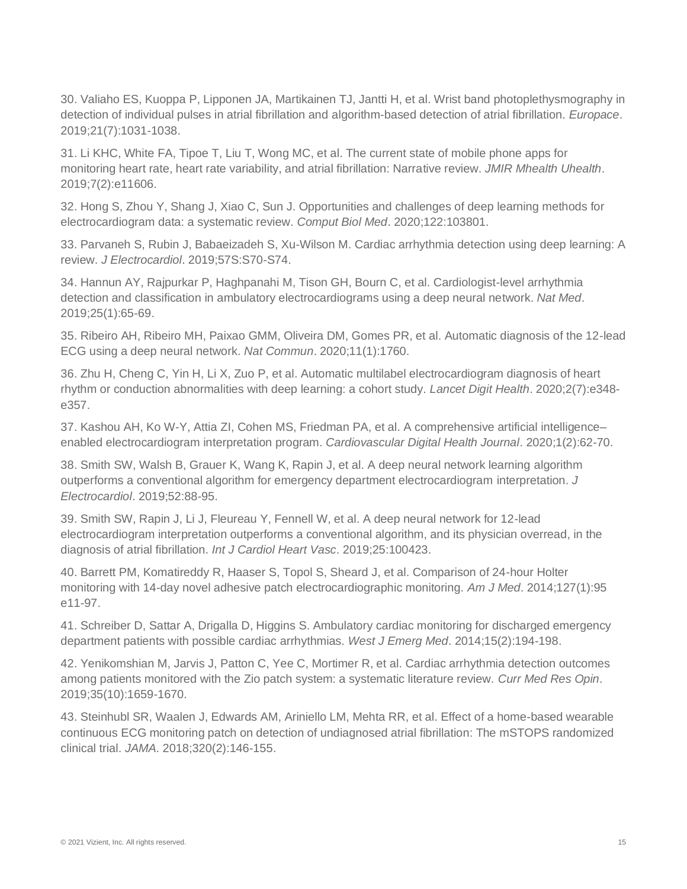30. Valiaho ES, Kuoppa P, Lipponen JA, Martikainen TJ, Jantti H, et al. Wrist band photoplethysmography in detection of individual pulses in atrial fibrillation and algorithm-based detection of atrial fibrillation. *Europace*. 2019;21(7):1031-1038.

31. Li KHC, White FA, Tipoe T, Liu T, Wong MC, et al. The current state of mobile phone apps for monitoring heart rate, heart rate variability, and atrial fibrillation: Narrative review. *JMIR Mhealth Uhealth*. 2019;7(2):e11606.

32. Hong S, Zhou Y, Shang J, Xiao C, Sun J. Opportunities and challenges of deep learning methods for electrocardiogram data: a systematic review. *Comput Biol Med*. 2020;122:103801.

33. Parvaneh S, Rubin J, Babaeizadeh S, Xu-Wilson M. Cardiac arrhythmia detection using deep learning: A review. *J Electrocardiol*. 2019;57S:S70-S74.

34. Hannun AY, Rajpurkar P, Haghpanahi M, Tison GH, Bourn C, et al. Cardiologist-level arrhythmia detection and classification in ambulatory electrocardiograms using a deep neural network. *Nat Med*. 2019;25(1):65-69.

35. Ribeiro AH, Ribeiro MH, Paixao GMM, Oliveira DM, Gomes PR, et al. Automatic diagnosis of the 12-lead ECG using a deep neural network. *Nat Commun*. 2020;11(1):1760.

36. Zhu H, Cheng C, Yin H, Li X, Zuo P, et al. Automatic multilabel electrocardiogram diagnosis of heart rhythm or conduction abnormalities with deep learning: a cohort study. *Lancet Digit Health*. 2020;2(7):e348-e357.

37. Kashou AH, Ko W-Y, Attia ZI, Cohen MS, Friedman PA, et al. A comprehensive artificial intelligence–enabled electrocardiogram interpretation program. *Cardiovascular Digital Health Journal*. 2020;1(2):62-70.

38. Smith SW, Walsh B, Grauer K, Wang K, Rapin J, et al. A deep neural network learning algorithm outperforms a conventional algorithm for emergency department electrocardiogram interpretation. *J Electrocardiol*. 2019;52:88-95.

39. Smith SW, Rapin J, Li J, Fleureau Y, Fennell W, et al. A deep neural network for 12-lead electrocardiogram interpretation outperforms a conventional algorithm, and its physician overread, in the diagnosis of atrial fibrillation. *Int J Cardiol Heart Vasc*. 2019;25:100423.

40. Barrett PM, Komatireddy R, Haaser S, Topol S, Sheard J, et al. Comparison of 24-hour Holter monitoring with 14-day novel adhesive patch electrocardiographic monitoring. *Am J Med*. 2014;127(1):95 e11-97.

41. Schreiber D, Sattar A, Drigalla D, Higgins S. Ambulatory cardiac monitoring for discharged emergency department patients with possible cardiac arrhythmias. *West J Emerg Med*. 2014;15(2):194-198.

42. Yenikomshian M, Jarvis J, Patton C, Yee C, Mortimer R, et al. Cardiac arrhythmia detection outcomes among patients monitored with the Zio patch system: a systematic literature review. *Curr Med Res Opin*. 2019;35(10):1659-1670.

43. Steinhubl SR, Waalen J, Edwards AM, Ariniello LM, Mehta RR, et al. Effect of a home-based wearable continuous ECG monitoring patch on detection of undiagnosed atrial fibrillation: The mSTOPS randomized clinical trial. *JAMA*. 2018;320(2):146-155.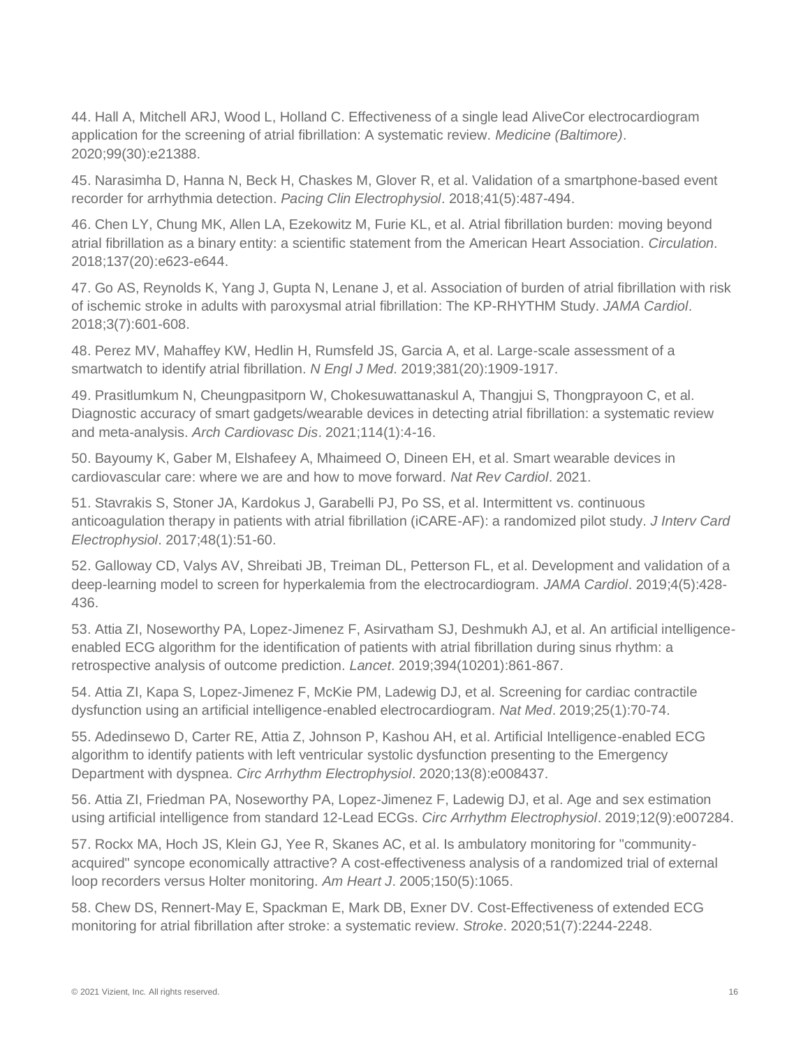44. Hall A, Mitchell ARJ, Wood L, Holland C. Effectiveness of a single lead AliveCor electrocardiogram application for the screening of atrial fibrillation: A systematic review. *Medicine (Baltimore)*. 2020;99(30):e21388.

45. Narasimha D, Hanna N, Beck H, Chaskes M, Glover R, et al. Validation of a smartphone-based event recorder for arrhythmia detection. *Pacing Clin Electrophysiol*. 2018;41(5):487-494.

46. Chen LY, Chung MK, Allen LA, Ezekowitz M, Furie KL, et al. Atrial fibrillation burden: moving beyond atrial fibrillation as a binary entity: a scientific statement from the American Heart Association. *Circulation*. 2018;137(20):e623-e644.

47. Go AS, Reynolds K, Yang J, Gupta N, Lenane J, et al. Association of burden of atrial fibrillation with risk of ischemic stroke in adults with paroxysmal atrial fibrillation: The KP-RHYTHM Study. *JAMA Cardiol*. 2018;3(7):601-608.

48. Perez MV, Mahaffey KW, Hedlin H, Rumsfeld JS, Garcia A, et al. Large-scale assessment of a smartwatch to identify atrial fibrillation. *N Engl J Med*. 2019;381(20):1909-1917.

49. Prasitlumkum N, Cheungpasitporn W, Chokesuwattanaskul A, Thangjui S, Thongprayoon C, et al. Diagnostic accuracy of smart gadgets/wearable devices in detecting atrial fibrillation: a systematic review and meta-analysis. *Arch Cardiovasc Dis*. 2021;114(1):4-16.

50. Bayoumy K, Gaber M, Elshafeey A, Mhaimeed O, Dineen EH, et al. Smart wearable devices in cardiovascular care: where we are and how to move forward. *Nat Rev Cardiol*. 2021.

51. Stavrakis S, Stoner JA, Kardokus J, Garabelli PJ, Po SS, et al. Intermittent vs. continuous anticoagulation therapy in patients with atrial fibrillation (iCARE-AF): a randomized pilot study. *J Interv Card Electrophysiol*. 2017;48(1):51-60.

52. Galloway CD, Valys AV, Shreibati JB, Treiman DL, Petterson FL, et al. Development and validation of a deep-learning model to screen for hyperkalemia from the electrocardiogram. *JAMA Cardiol*. 2019;4(5):428-436.

53. Attia ZI, Noseworthy PA, Lopez-Jimenez F, Asirvatham SJ, Deshmukh AJ, et al. An artificial intelligence-enabled ECG algorithm for the identification of patients with atrial fibrillation during sinus rhythm: a retrospective analysis of outcome prediction. *Lancet*. 2019;394(10201):861-867.

54. Attia ZI, Kapa S, Lopez-Jimenez F, McKie PM, Ladewig DJ, et al. Screening for cardiac contractile dysfunction using an artificial intelligence-enabled electrocardiogram. *Nat Med*. 2019;25(1):70-74.

55. Adedinsewo D, Carter RE, Attia Z, Johnson P, Kashou AH, et al. Artificial Intelligence-enabled ECG algorithm to identify patients with left ventricular systolic dysfunction presenting to the Emergency Department with dyspnea. *Circ Arrhythm Electrophysiol*. 2020;13(8):e008437.

56. Attia ZI, Friedman PA, Noseworthy PA, Lopez-Jimenez F, Ladewig DJ, et al. Age and sex estimation using artificial intelligence from standard 12-Lead ECGs. *Circ Arrhythm Electrophysiol*. 2019;12(9):e007284.

57. Rockx MA, Hoch JS, Klein GJ, Yee R, Skanes AC, et al. Is ambulatory monitoring for "community-acquired" syncope economically attractive? A cost-effectiveness analysis of a randomized trial of external loop recorders versus Holter monitoring. *Am Heart J*. 2005;150(5):1065.

58. Chew DS, Rennert-May E, Spackman E, Mark DB, Exner DV. Cost-Effectiveness of extended ECG monitoring for atrial fibrillation after stroke: a systematic review. *Stroke*. 2020;51(7):2244-2248.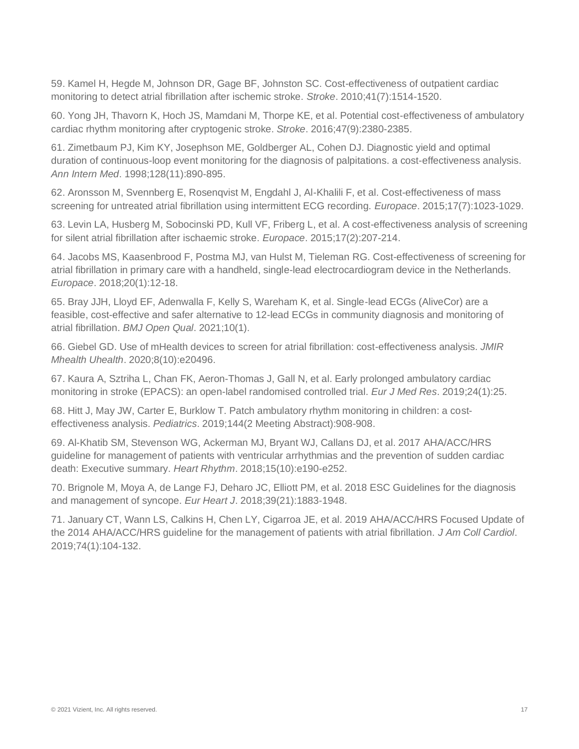59. Kamel H, Hegde M, Johnson DR, Gage BF, Johnston SC. Cost-effectiveness of outpatient cardiac monitoring to detect atrial fibrillation after ischemic stroke. *Stroke*. 2010;41(7):1514-1520.

60. Yong JH, Thavorn K, Hoch JS, Mamdani M, Thorpe KE, et al. Potential cost-effectiveness of ambulatory cardiac rhythm monitoring after cryptogenic stroke. *Stroke*. 2016;47(9):2380-2385.

61. Zimetbaum PJ, Kim KY, Josephson ME, Goldberger AL, Cohen DJ. Diagnostic yield and optimal duration of continuous-loop event monitoring for the diagnosis of palpitations. a cost-effectiveness analysis. *Ann Intern Med*. 1998;128(11):890-895.

62. Aronsson M, Svennberg E, Rosenqvist M, Engdahl J, Al-Khalili F, et al. Cost-effectiveness of mass screening for untreated atrial fibrillation using intermittent ECG recording. *Europace*. 2015;17(7):1023-1029.

63. Levin LA, Husberg M, Sobocinski PD, Kull VF, Friberg L, et al. A cost-effectiveness analysis of screening for silent atrial fibrillation after ischaemic stroke. *Europace*. 2015;17(2):207-214.

64. Jacobs MS, Kaasenbrood F, Postma MJ, van Hulst M, Tieleman RG. Cost-effectiveness of screening for atrial fibrillation in primary care with a handheld, single-lead electrocardiogram device in the Netherlands. *Europace*. 2018;20(1):12-18.

65. Bray JJH, Lloyd EF, Adenwalla F, Kelly S, Wareham K, et al. Single-lead ECGs (AliveCor) are a feasible, cost-effective and safer alternative to 12-lead ECGs in community diagnosis and monitoring of atrial fibrillation. *BMJ Open Qual*. 2021;10(1).

66. Giebel GD. Use of mHealth devices to screen for atrial fibrillation: cost-effectiveness analysis. *JMIR Mhealth Uhealth*. 2020;8(10):e20496.

67. Kaura A, Sztriha L, Chan FK, Aeron-Thomas J, Gall N, et al. Early prolonged ambulatory cardiac monitoring in stroke (EPACS): an open-label randomised controlled trial. *Eur J Med Res*. 2019;24(1):25.

68. Hitt J, May JW, Carter E, Burklow T. Patch ambulatory rhythm monitoring in children: a cost-effectiveness analysis. *Pediatrics*. 2019;144(2 Meeting Abstract):908-908.

69. Al-Khatib SM, Stevenson WG, Ackerman MJ, Bryant WJ, Callans DJ, et al. 2017 AHA/ACC/HRS guideline for management of patients with ventricular arrhythmias and the prevention of sudden cardiac death: Executive summary. *Heart Rhythm*. 2018;15(10):e190-e252.

70. Brignole M, Moya A, de Lange FJ, Deharo JC, Elliott PM, et al. 2018 ESC Guidelines for the diagnosis and management of syncope. *Eur Heart J*. 2018;39(21):1883-1948.

71. January CT, Wann LS, Calkins H, Chen LY, Cigarroa JE, et al. 2019 AHA/ACC/HRS Focused Update of the 2014 AHA/ACC/HRS guideline for the management of patients with atrial fibrillation. *J Am Coll Cardiol*. 2019;74(1):104-132.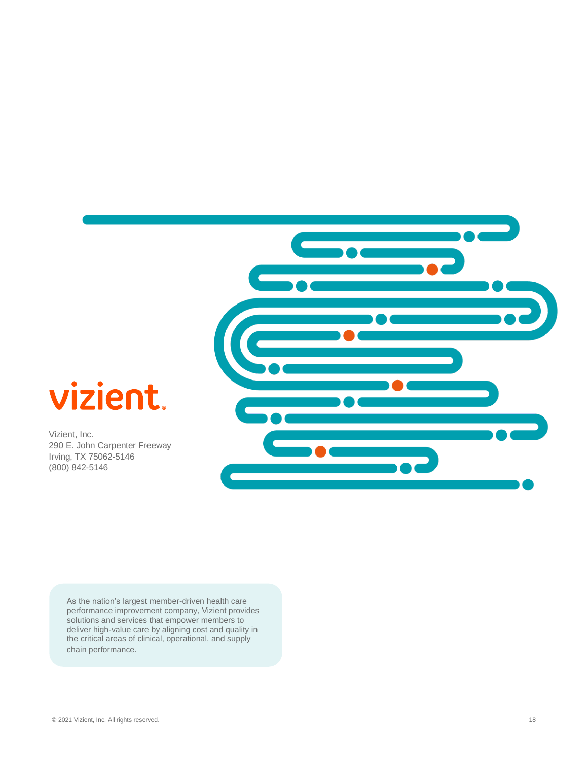vizient

Vizient, Inc.
290 E. John Carpenter Freeway
Irving, TX 75062-5146
(800) 842-5146

As the nation's largest member-driven health care performance improvement company, Vizient provides solutions and services that empower members to deliver high-value care by aligning cost and quality in the critical areas of clinical, operational, and supply chain performance.

© 2021 Vizient, Inc. All rights reserved.